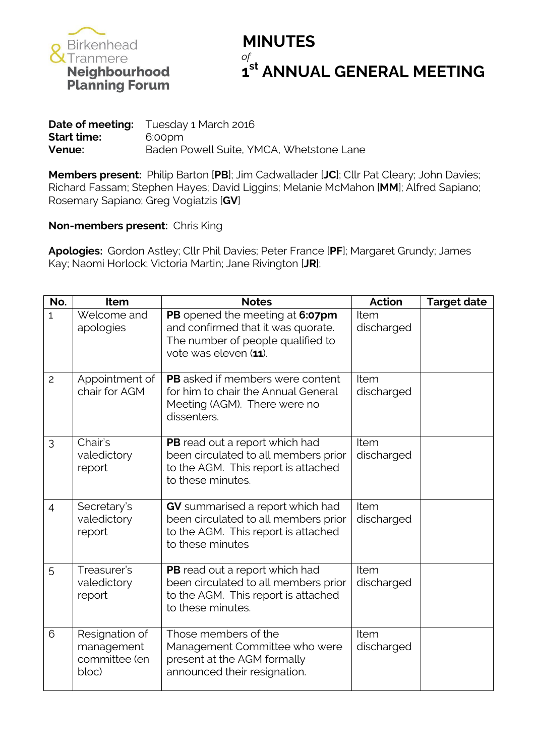Birkenhead & Tranmere **Neighbourhood Planning Forum**

# MINUTES

*of*

# 1st ANNUAL GENERAL MEETING

**Date of meeting:** Tuesday 1 March 2016
**Start time:** 6:00pm
**Venue:** Baden Powell Suite, YMCA, Whetstone Lane

**Members present:** Philip Barton [**PB**]; Jim Cadwallader [**JC**]; Cllr Pat Cleary; John Davies; Richard Fassam; Stephen Hayes; David Liggins; Melanie McMahon [**MM**]; Alfred Sapiano; Rosemary Sapiano; Greg Vogiatzis [**GV**]

**Non-members present:** Chris King

**Apologies:** Gordon Astley; Cllr Phil Davies; Peter France [**PF**]; Margaret Grundy; James Kay; Naomi Horlock; Victoria Martin; Jane Rivington [**JR**];

| No. | Item | Notes | Action | Target date |
|---|---|---|---|---|
| 1 | Welcome and apologies | **PB** opened the meeting at **6:07pm** and confirmed that it was quorate. The number of people qualified to vote was eleven (**11**). | Item discharged | |
| 2 | Appointment of chair for AGM | **PB** asked if members were content for him to chair the Annual General Meeting (AGM). There were no dissenters. | Item discharged | |
| 3 | Chair's valedictory report | **PB** read out a report which had been circulated to all members prior to the AGM. This report is attached to these minutes. | Item discharged | |
| 4 | Secretary's valedictory report | **GV** summarised a report which had been circulated to all members prior to the AGM. This report is attached to these minutes | Item discharged | |
| 5 | Treasurer's valedictory report | **PB** read out a report which had been circulated to all members prior to the AGM. This report is attached to these minutes. | Item discharged | |
| 6 | Resignation of management committee (en bloc) | Those members of the Management Committee who were present at the AGM formally announced their resignation. | Item discharged | |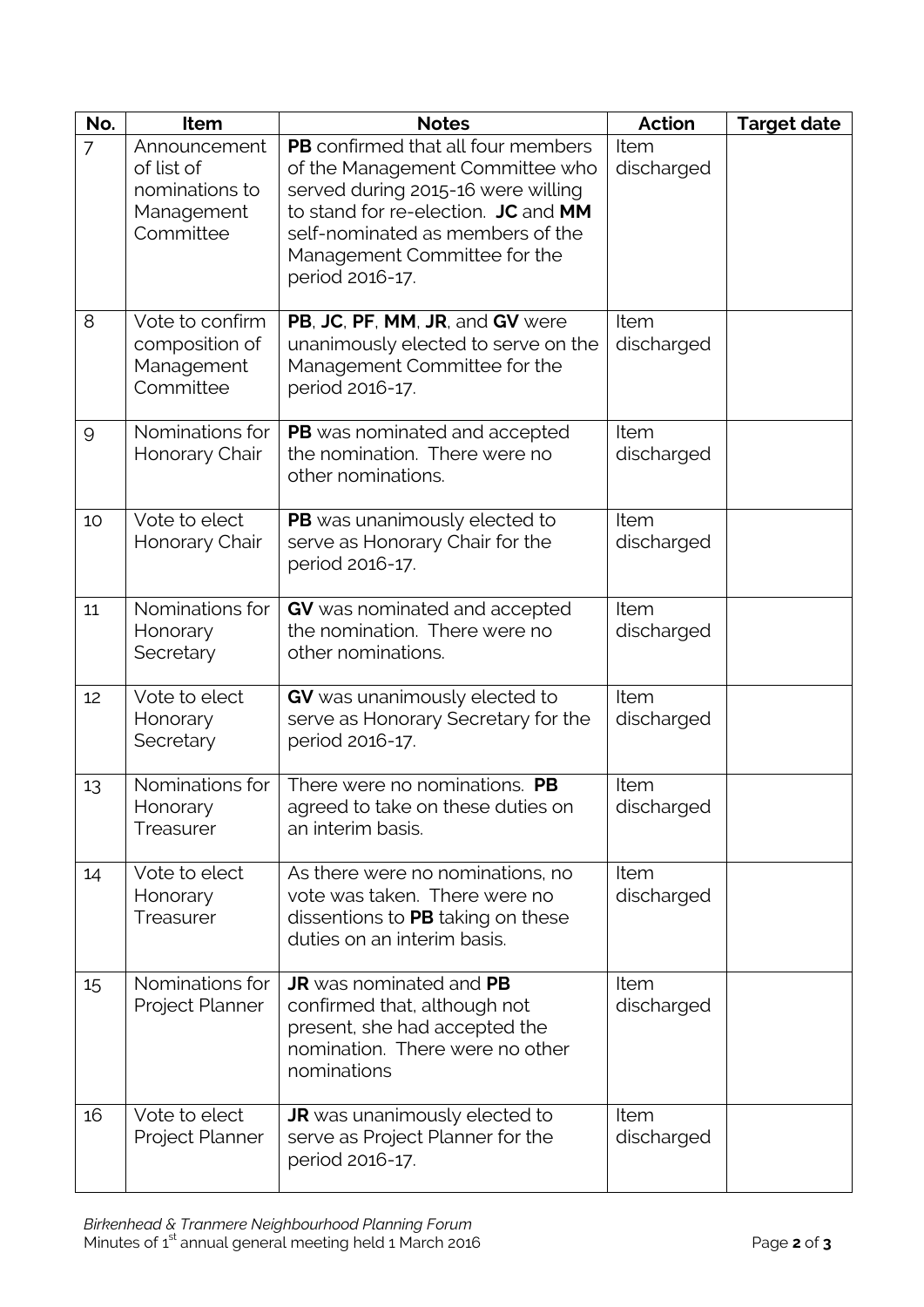| No. | Item | Notes | Action | Target date |
|---|---|---|---|---|
| 7 | Announcement of list of nominations to Management Committee | **PB** confirmed that all four members of the Management Committee who served during 2015-16 were willing to stand for re-election. **JC** and **MM** self-nominated as members of the Management Committee for the period 2016-17. | Item discharged | |
| 8 | Vote to confirm composition of Management Committee | **PB**, **JC**, **PF**, **MM**, **JR**, and **GV** were unanimously elected to serve on the Management Committee for the period 2016-17. | Item discharged | |
| 9 | Nominations for Honorary Chair | **PB** was nominated and accepted the nomination. There were no other nominations. | Item discharged | |
| 10 | Vote to elect Honorary Chair | **PB** was unanimously elected to serve as Honorary Chair for the period 2016-17. | Item discharged | |
| 11 | Nominations for Honorary Secretary | **GV** was nominated and accepted the nomination. There were no other nominations. | Item discharged | |
| 12 | Vote to elect Honorary Secretary | **GV** was unanimously elected to serve as Honorary Secretary for the period 2016-17. | Item discharged | |
| 13 | Nominations for Honorary Treasurer | There were no nominations. **PB** agreed to take on these duties on an interim basis. | Item discharged | |
| 14 | Vote to elect Honorary Treasurer | As there were no nominations, no vote was taken. There were no dissentions to **PB** taking on these duties on an interim basis. | Item discharged | |
| 15 | Nominations for Project Planner | **JR** was nominated and **PB** confirmed that, although not present, she had accepted the nomination. There were no other nominations | Item discharged | |
| 16 | Vote to elect Project Planner | **JR** was unanimously elected to serve as Project Planner for the period 2016-17. | Item discharged | |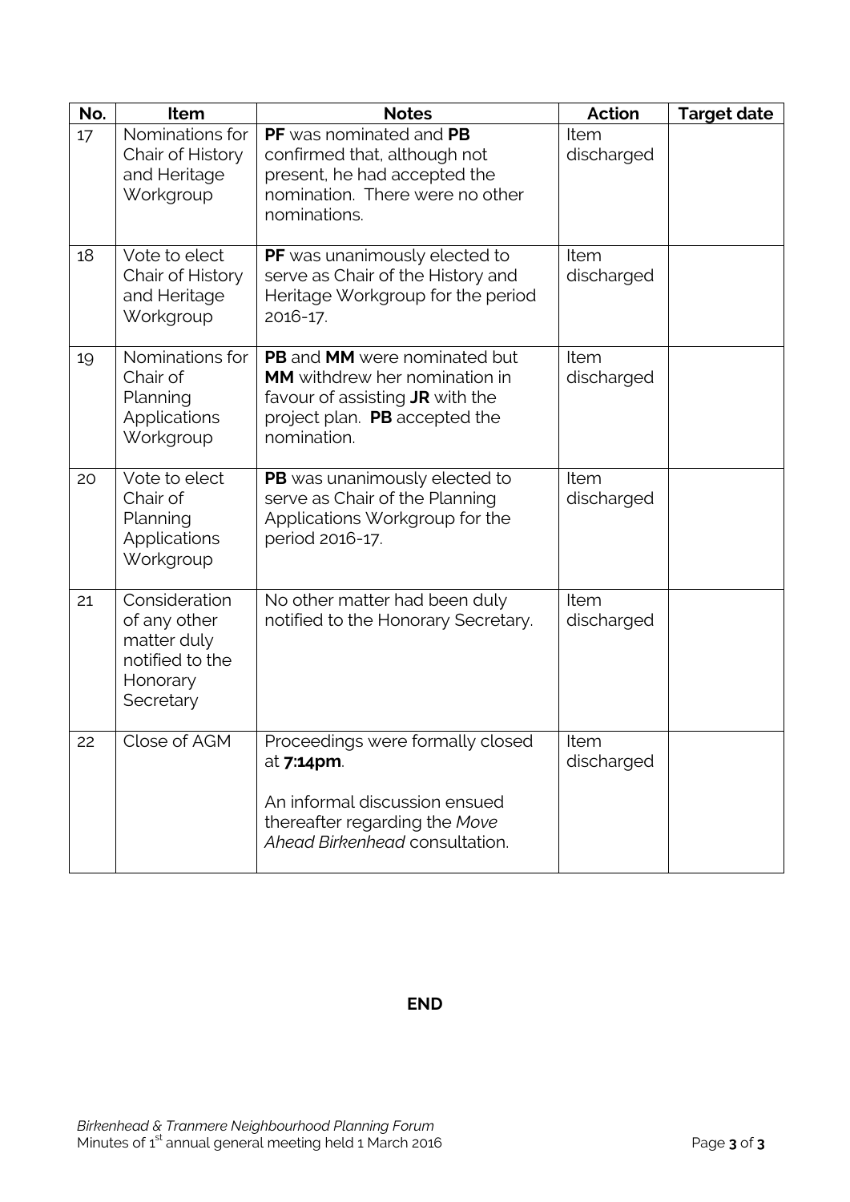| No. | Item | Notes | Action | Target date |
|---|---|---|---|---|
| 17 | Nominations for Chair of History and Heritage Workgroup | **PF** was nominated and **PB** confirmed that, although not present, he had accepted the nomination. There were no other nominations. | Item discharged | |
| 18 | Vote to elect Chair of History and Heritage Workgroup | **PF** was unanimously elected to serve as Chair of the History and Heritage Workgroup for the period 2016-17. | Item discharged | |
| 19 | Nominations for Chair of Planning Applications Workgroup | **PB** and **MM** were nominated but **MM** withdrew her nomination in favour of assisting **JR** with the project plan. **PB** accepted the nomination. | Item discharged | |
| 20 | Vote to elect Chair of Planning Applications Workgroup | **PB** was unanimously elected to serve as Chair of the Planning Applications Workgroup for the period 2016-17. | Item discharged | |
| 21 | Consideration of any other matter duly notified to the Honorary Secretary | No other matter had been duly notified to the Honorary Secretary. | Item discharged | |
| 22 | Close of AGM | Proceedings were formally closed at **7:14pm**. An informal discussion ensued thereafter regarding the *Move Ahead Birkenhead* consultation. | Item discharged | |

**END**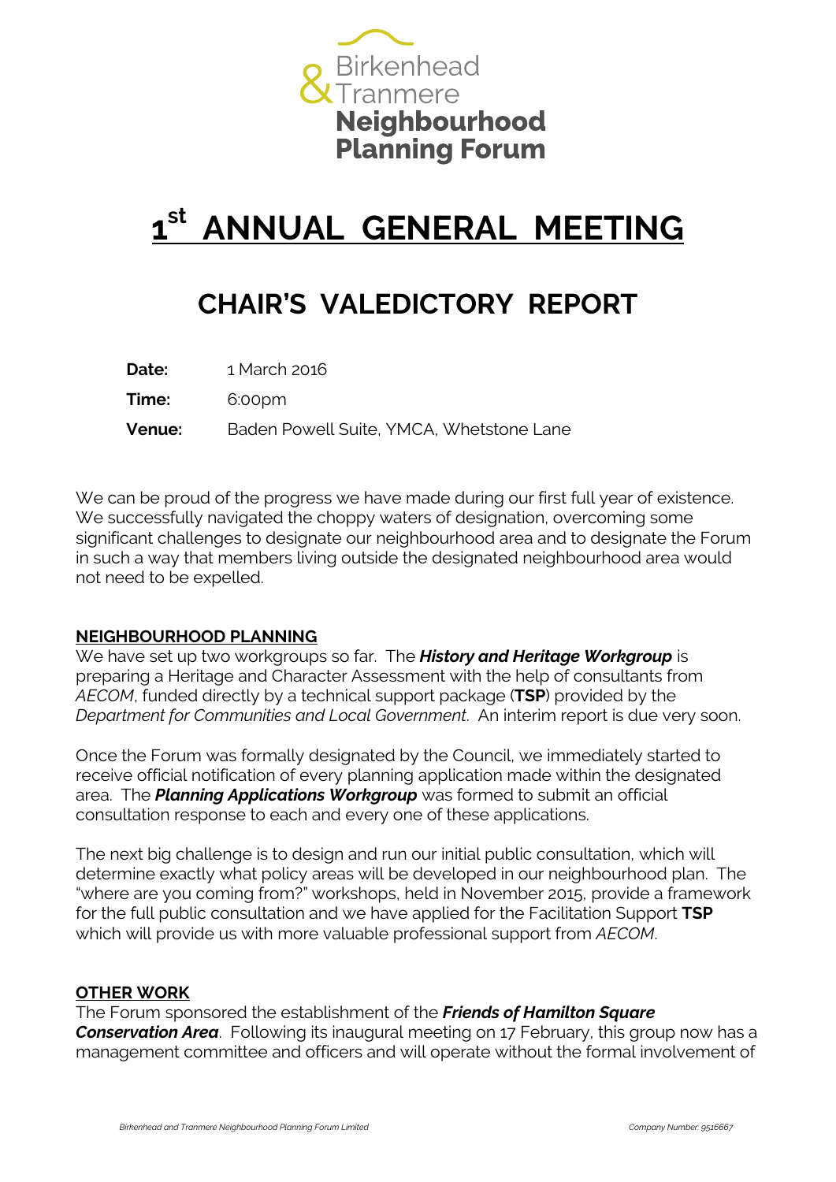Birkenhead & Tranmere **Neighbourhood Planning Forum**

# 1st ANNUAL GENERAL MEETING

## CHAIR'S VALEDICTORY REPORT

**Date:** 1 March 2016

**Time:** 6:00pm

**Venue:** Baden Powell Suite, YMCA, Whetstone Lane

We can be proud of the progress we have made during our first full year of existence. We successfully navigated the choppy waters of designation, overcoming some significant challenges to designate our neighbourhood area and to designate the Forum in such a way that members living outside the designated neighbourhood area would not need to be expelled.

### NEIGHBOURHOOD PLANNING

We have set up two workgroups so far. The ***History and Heritage Workgroup*** is preparing a Heritage and Character Assessment with the help of consultants from *AECOM*, funded directly by a technical support package (**TSP**) provided by the *Department for Communities and Local Government*. An interim report is due very soon.

Once the Forum was formally designated by the Council, we immediately started to receive official notification of every planning application made within the designated area. The ***Planning Applications Workgroup*** was formed to submit an official consultation response to each and every one of these applications.

The next big challenge is to design and run our initial public consultation, which will determine exactly what policy areas will be developed in our neighbourhood plan. The "where are you coming from?" workshops, held in November 2015, provide a framework for the full public consultation and we have applied for the Facilitation Support **TSP** which will provide us with more valuable professional support from *AECOM*.

### OTHER WORK

The Forum sponsored the establishment of the ***Friends of Hamilton Square Conservation Area***. Following its inaugural meeting on 17 February, this group now has a management committee and officers and will operate without the formal involvement of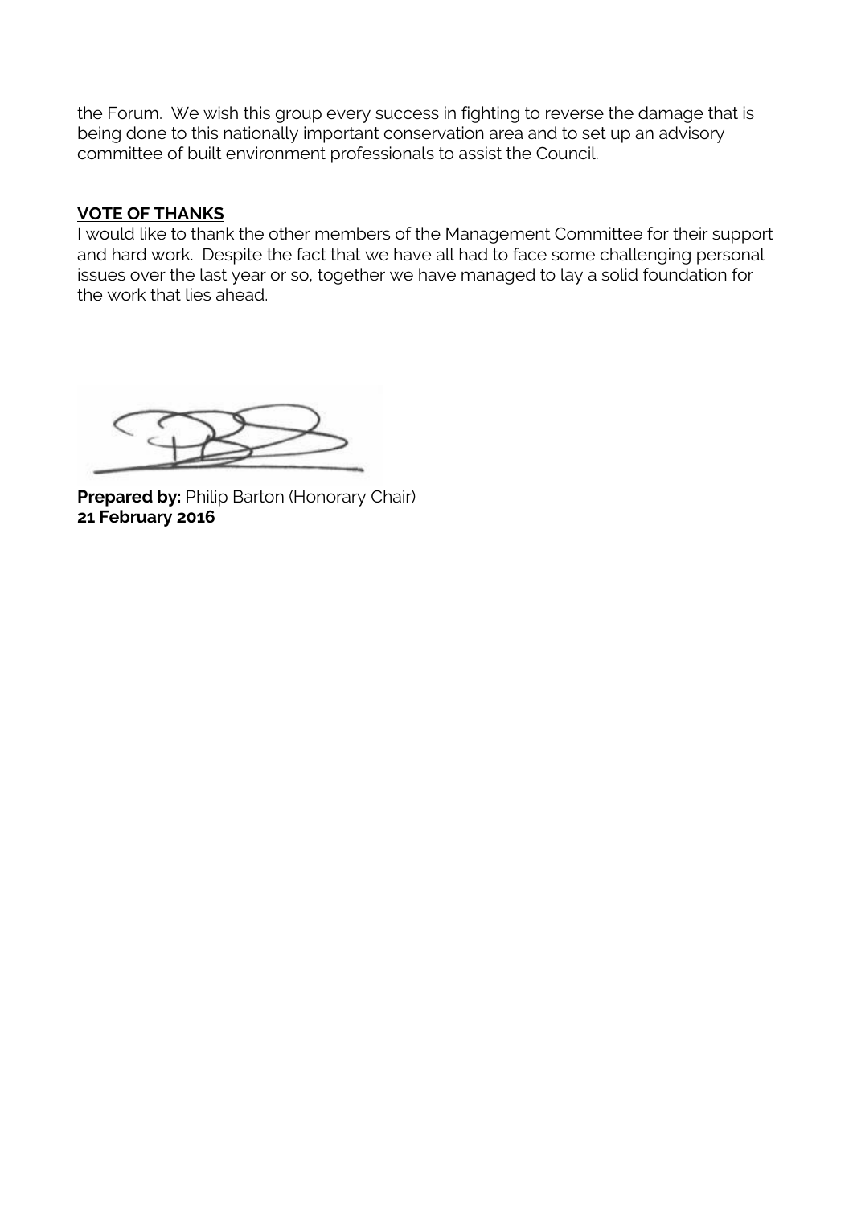the Forum. We wish this group every success in fighting to reverse the damage that is being done to this nationally important conservation area and to set up an advisory committee of built environment professionals to assist the Council.

## VOTE OF THANKS

I would like to thank the other members of the Management Committee for their support and hard work. Despite the fact that we have all had to face some challenging personal issues over the last year or so, together we have managed to lay a solid foundation for the work that lies ahead.

**Prepared by:** Philip Barton (Honorary Chair)
**21 February 2016**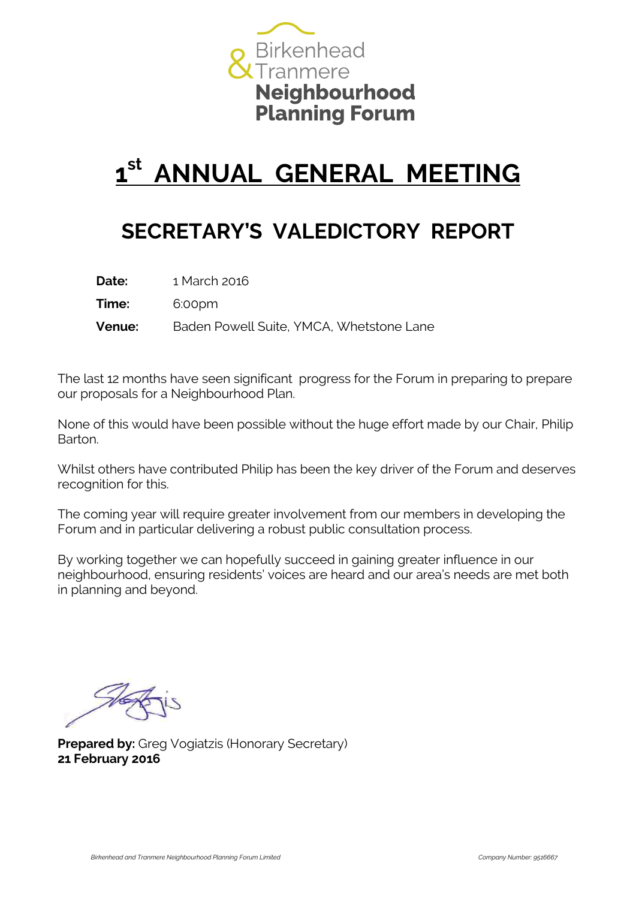Birkenhead & Tranmere Neighbourhood Planning Forum

# 1st ANNUAL GENERAL MEETING

## SECRETARY'S VALEDICTORY REPORT

**Date:** 1 March 2016

**Time:** 6:00pm

**Venue:** Baden Powell Suite, YMCA, Whetstone Lane

The last 12 months have seen significant progress for the Forum in preparing to prepare our proposals for a Neighbourhood Plan.

None of this would have been possible without the huge effort made by our Chair, Philip Barton.

Whilst others have contributed Philip has been the key driver of the Forum and deserves recognition for this.

The coming year will require greater involvement from our members in developing the Forum and in particular delivering a robust public consultation process.

By working together we can hopefully succeed in gaining greater influence in our neighbourhood, ensuring residents' voices are heard and our area's needs are met both in planning and beyond.

**Prepared by:** Greg Vogiatzis (Honorary Secretary)
**21 February 2016**

*Birkenhead and Tranmere Neighbourhood Planning Forum Limited* *Company Number: 9516667*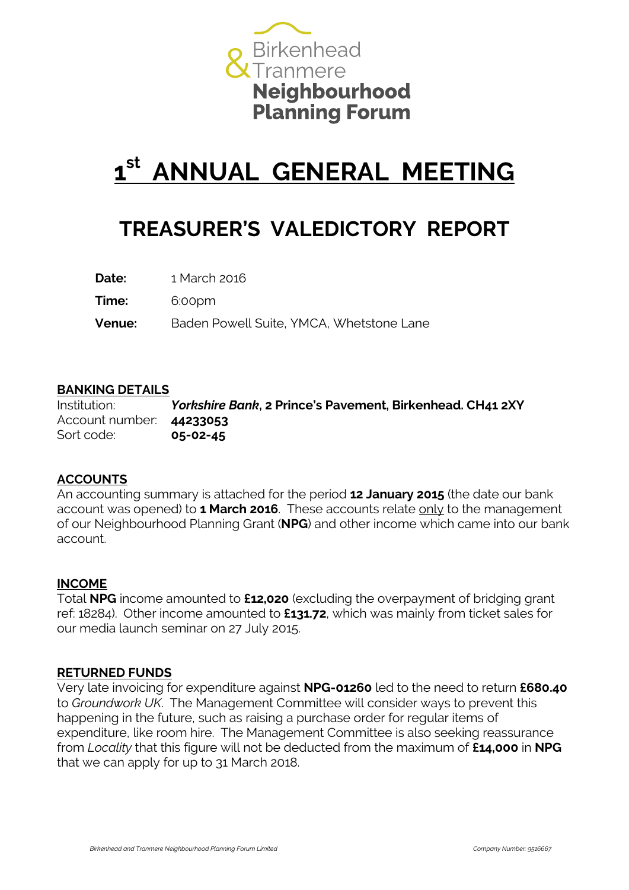Birkenhead & Tranmere **Neighbourhood Planning Forum**

# 1st ANNUAL GENERAL MEETING

## TREASURER'S VALEDICTORY REPORT

**Date:** 1 March 2016

**Time:** 6:00pm

**Venue:** Baden Powell Suite, YMCA, Whetstone Lane

### BANKING DETAILS

Institution: ***Yorkshire Bank*, 2 Prince's Pavement, Birkenhead. CH41 2XY**
Account number: **44233053**
Sort code: **05-02-45**

### ACCOUNTS

An accounting summary is attached for the period **12 January 2015** (the date our bank account was opened) to **1 March 2016**. These accounts relate only to the management of our Neighbourhood Planning Grant (**NPG**) and other income which came into our bank account.

### INCOME

Total **NPG** income amounted to **£12,020** (excluding the overpayment of bridging grant ref: 18284). Other income amounted to **£131.72**, which was mainly from ticket sales for our media launch seminar on 27 July 2015.

### RETURNED FUNDS

Very late invoicing for expenditure against **NPG-01260** led to the need to return **£680.40** to *Groundwork UK*. The Management Committee will consider ways to prevent this happening in the future, such as raising a purchase order for regular items of expenditure, like room hire. The Management Committee is also seeking reassurance from *Locality* that this figure will not be deducted from the maximum of **£14,000** in **NPG** that we can apply for up to 31 March 2018.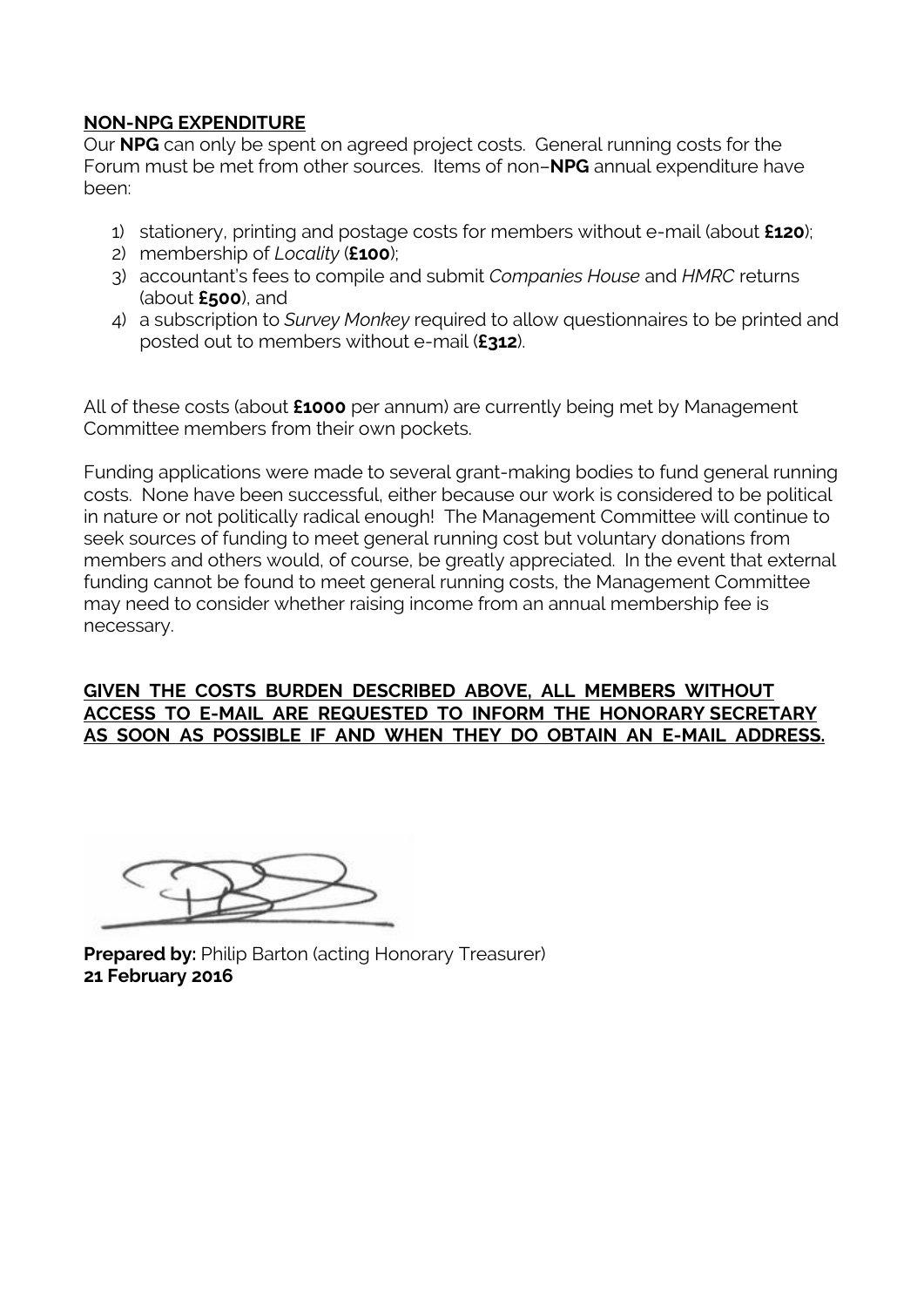**<u>NON-NPG EXPENDITURE</u>**

Our **NPG** can only be spent on agreed project costs. General running costs for the Forum must be met from other sources. Items of non–**NPG** annual expenditure have been:

1) stationery, printing and postage costs for members without e-mail (about **£120**);
2) membership of *Locality* (**£100**);
3) accountant's fees to compile and submit *Companies House* and *HMRC* returns (about **£500**), and
4) a subscription to *Survey Monkey* required to allow questionnaires to be printed and posted out to members without e-mail (**£312**).

All of these costs (about **£1000** per annum) are currently being met by Management Committee members from their own pockets.

Funding applications were made to several grant-making bodies to fund general running costs. None have been successful, either because our work is considered to be political in nature or not politically radical enough! The Management Committee will continue to seek sources of funding to meet general running cost but voluntary donations from members and others would, of course, be greatly appreciated. In the event that external funding cannot be found to meet general running costs, the Management Committee may need to consider whether raising income from an annual membership fee is necessary.

**<u>GIVEN THE COSTS BURDEN DESCRIBED ABOVE, ALL MEMBERS WITHOUT ACCESS TO E-MAIL ARE REQUESTED TO INFORM THE HONORARY SECRETARY AS SOON AS POSSIBLE IF AND WHEN THEY DO OBTAIN AN E-MAIL ADDRESS.</u>**

**Prepared by:** Philip Barton (acting Honorary Treasurer)
**21 February 2016**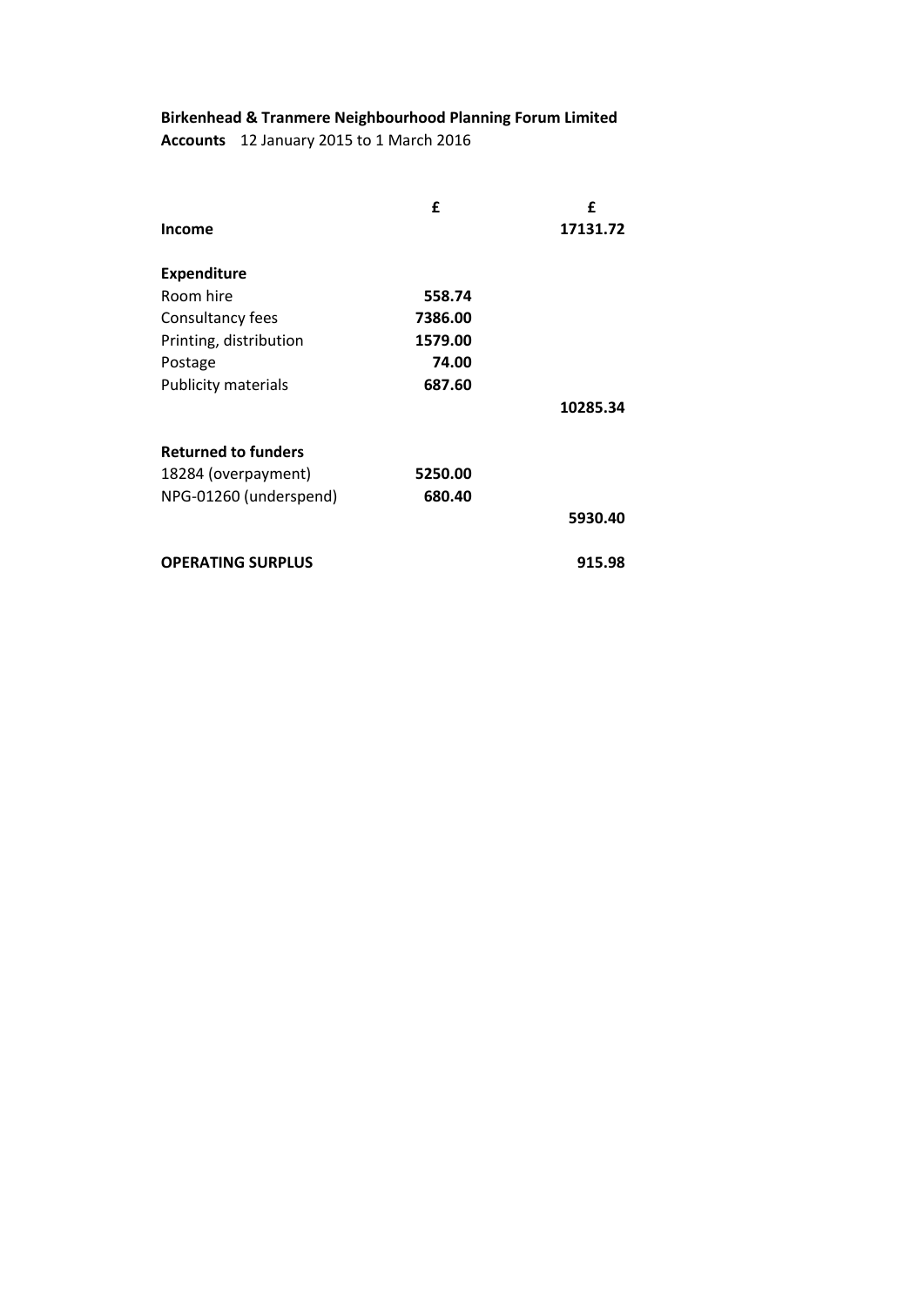**Birkenhead & Tranmere Neighbourhood Planning Forum Limited**

**Accounts** 12 January 2015 to 1 March 2016

| | £ | £ |
|---|---|---|
| **Income** | | **17131.72** |
| | | |
| **Expenditure** | | |
| Room hire | **558.74** | |
| Consultancy fees | **7386.00** | |
| Printing, distribution | **1579.00** | |
| Postage | **74.00** | |
| Publicity materials | **687.60** | |
| | | **10285.34** |
| | | |
| **Returned to funders** | | |
| 18284 (overpayment) | **5250.00** | |
| NPG-01260 (underspend) | **680.40** | |
| | | **5930.40** |
| | | |
| **OPERATING SURPLUS** | | **915.98** |